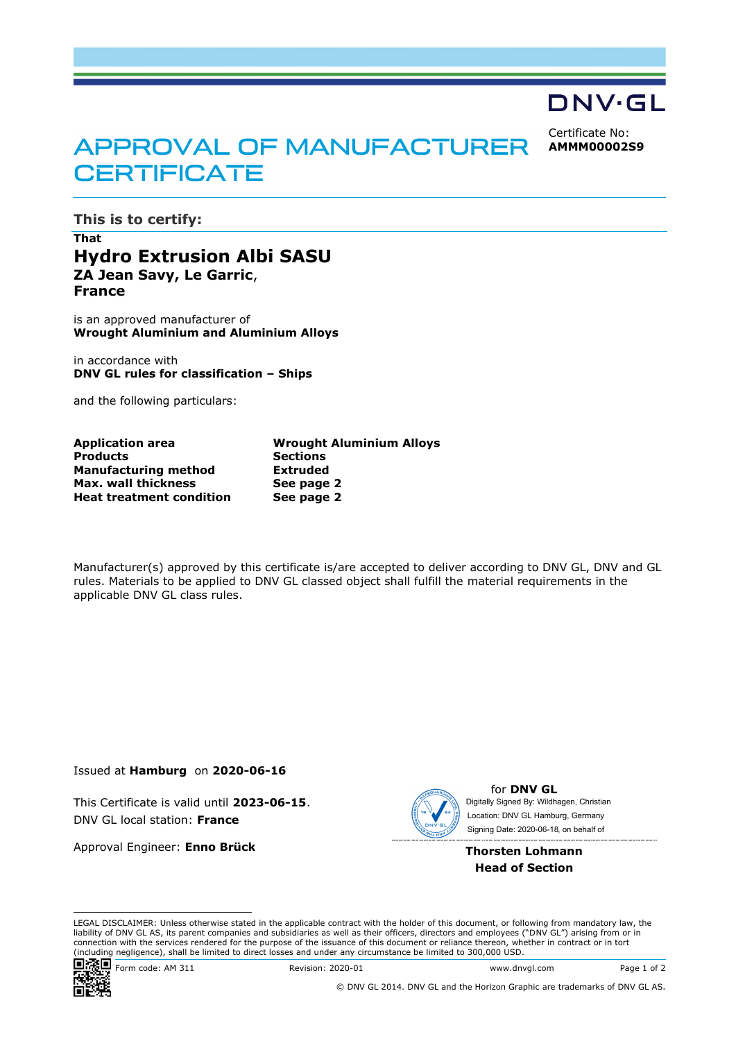DNV·GL

# APPROVAL OF MANUFACTURER CERTIFICATE

Certificate No:
**AMMM00002S9**

## This is to certify:

**That**

# Hydro Extrusion Albi SASU

**ZA Jean Savy, Le Garric**,
**France**

is an approved manufacturer of
**Wrought Aluminium and Aluminium Alloys**

in accordance with
**DNV GL rules for classification – Ships**

and the following particulars:

| | |
|---|---|
| **Application area** | **Wrought Aluminium Alloys** |
| **Products** | **Sections** |
| **Manufacturing method** | **Extruded** |
| **Max. wall thickness** | **See page 2** |
| **Heat treatment condition** | **See page 2** |

Manufacturer(s) approved by this certificate is/are accepted to deliver according to DNV GL, DNV and GL rules. Materials to be applied to DNV GL classed object shall fulfill the material requirements in the applicable DNV GL class rules.

Issued at **Hamburg** on **2020-06-16**

This Certificate is valid until **2023-06-15**.
DNV GL local station: **France**

Approval Engineer: **Enno Brück**

for **DNV GL**
Digitally Signed By: Wildhagen, Christian
Location: DNV GL Hamburg, Germany
Signing Date: 2020-06-18, on behalf of

**Thorsten Lohmann**
**Head of Section**

LEGAL DISCLAIMER: Unless otherwise stated in the applicable contract with the holder of this document, or following from mandatory law, the liability of DNV GL AS, its parent companies and subsidiaries as well as their officers, directors and employees ("DNV GL") arising from or in connection with the services rendered for the purpose of the issuance of this document or reliance thereon, whether in contract or in tort (including negligence), shall be limited to direct losses and under any circumstance be limited to 300,000 USD.

Form code: AM 311 Revision: 2020-01 www.dnvgl.com

© DNV GL 2014. DNV GL and the Horizon Graphic are trademarks of DNV GL AS.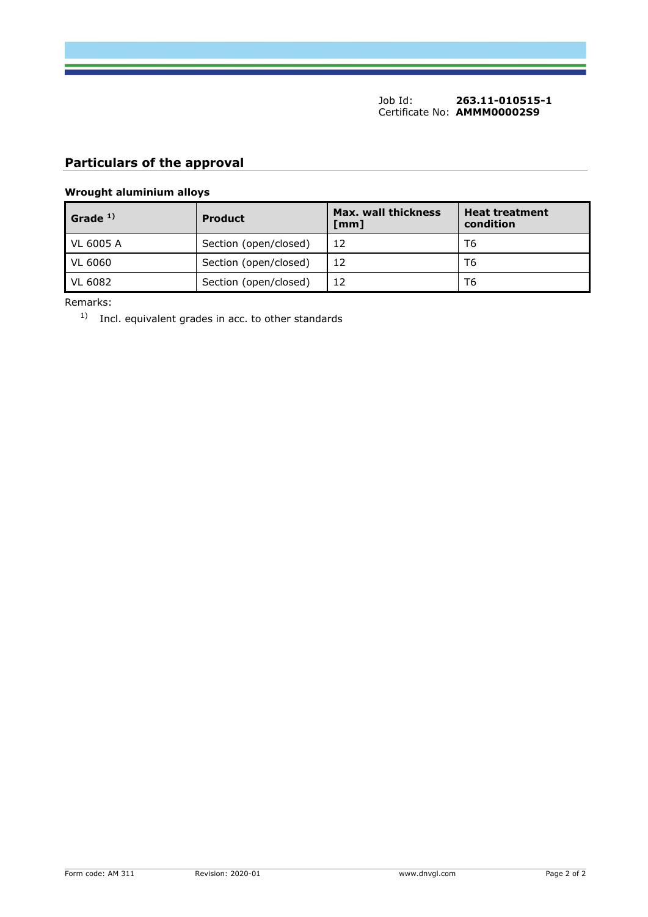Job Id: **263.11-010515-1**
Certificate No: **AMMM00002S9**

## Particulars of the approval

### Wrought aluminium alloys

| Grade [1] | Product | Max. wall thickness [mm] | Heat treatment condition |
|---|---|---|---|
| VL 6005 A | Section (open/closed) | 12 | T6 |
| VL 6060 | Section (open/closed) | 12 | T6 |
| VL 6082 | Section (open/closed) | 12 | T6 |

Remarks:

[1] Incl. equivalent grades in acc. to other standards